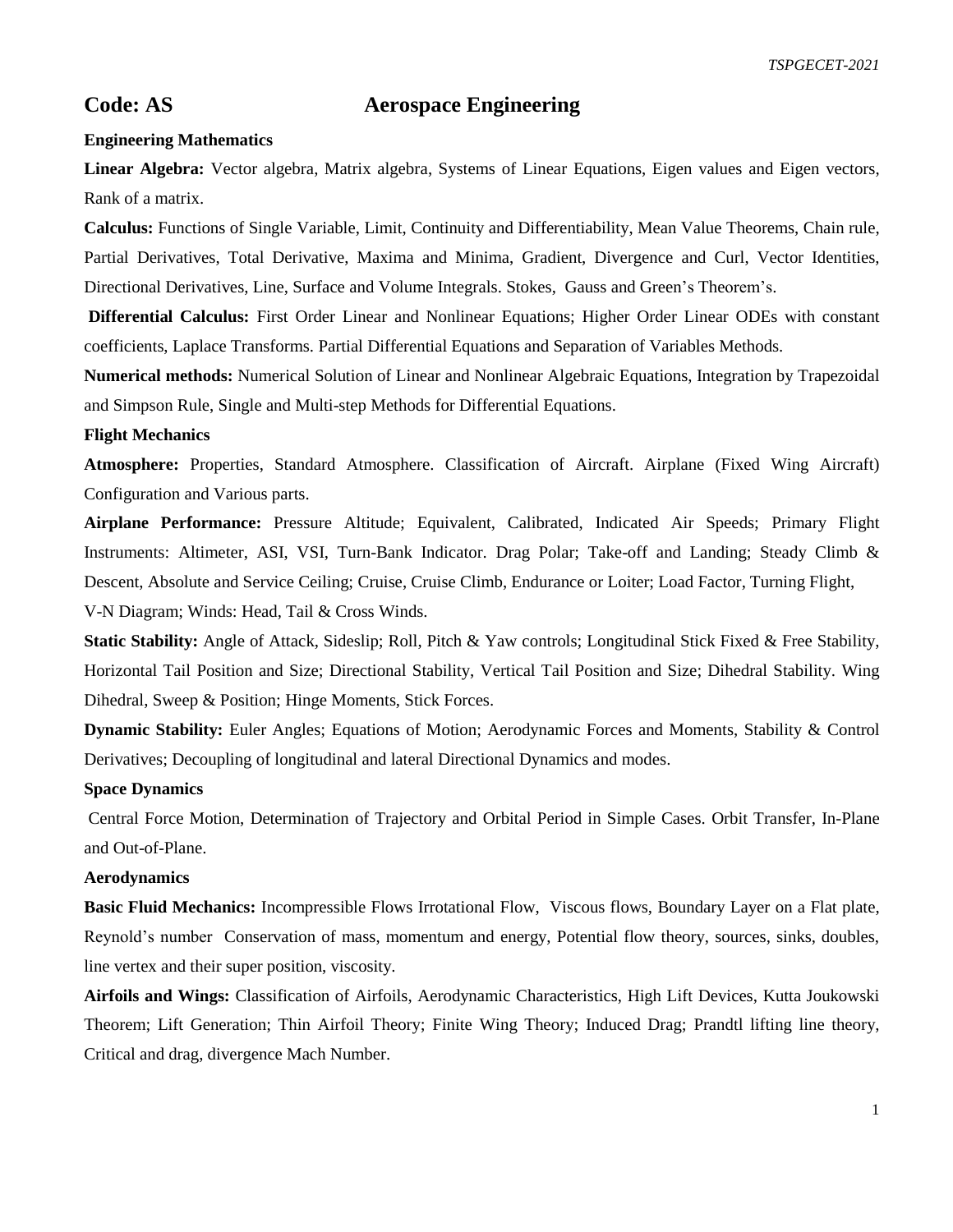## Code: AS Aerospace Engineering

### Engineering Mathematics

**Linear Algebra:** Vector algebra, Matrix algebra, Systems of Linear Equations, Eigen values and Eigen vectors, Rank of a matrix.

**Calculus:** Functions of Single Variable, Limit, Continuity and Differentiability, Mean Value Theorems, Chain rule, Partial Derivatives, Total Derivative, Maxima and Minima, Gradient, Divergence and Curl, Vector Identities, Directional Derivatives, Line, Surface and Volume Integrals. Stokes, Gauss and Green's Theorem's.

**Differential Calculus:** First Order Linear and Nonlinear Equations; Higher Order Linear ODEs with constant coefficients, Laplace Transforms. Partial Differential Equations and Separation of Variables Methods.

**Numerical methods:** Numerical Solution of Linear and Nonlinear Algebraic Equations, Integration by Trapezoidal and Simpson Rule, Single and Multi-step Methods for Differential Equations.

### Flight Mechanics

**Atmosphere:** Properties, Standard Atmosphere. Classification of Aircraft. Airplane (Fixed Wing Aircraft) Configuration and Various parts.

**Airplane Performance:** Pressure Altitude; Equivalent, Calibrated, Indicated Air Speeds; Primary Flight Instruments: Altimeter, ASI, VSI, Turn-Bank Indicator. Drag Polar; Take-off and Landing; Steady Climb & Descent, Absolute and Service Ceiling; Cruise, Cruise Climb, Endurance or Loiter; Load Factor, Turning Flight, V-N Diagram; Winds: Head, Tail & Cross Winds.

**Static Stability:** Angle of Attack, Sideslip; Roll, Pitch & Yaw controls; Longitudinal Stick Fixed & Free Stability, Horizontal Tail Position and Size; Directional Stability, Vertical Tail Position and Size; Dihedral Stability. Wing Dihedral, Sweep & Position; Hinge Moments, Stick Forces.

**Dynamic Stability:** Euler Angles; Equations of Motion; Aerodynamic Forces and Moments, Stability & Control Derivatives; Decoupling of longitudinal and lateral Directional Dynamics and modes.

### Space Dynamics

Central Force Motion, Determination of Trajectory and Orbital Period in Simple Cases. Orbit Transfer, In-Plane and Out-of-Plane.

### Aerodynamics

**Basic Fluid Mechanics:** Incompressible Flows Irrotational Flow, Viscous flows, Boundary Layer on a Flat plate, Reynold's number Conservation of mass, momentum and energy, Potential flow theory, sources, sinks, doubles, line vertex and their super position, viscosity.

**Airfoils and Wings:** Classification of Airfoils, Aerodynamic Characteristics, High Lift Devices, Kutta Joukowski Theorem; Lift Generation; Thin Airfoil Theory; Finite Wing Theory; Induced Drag; Prandtl lifting line theory, Critical and drag, divergence Mach Number.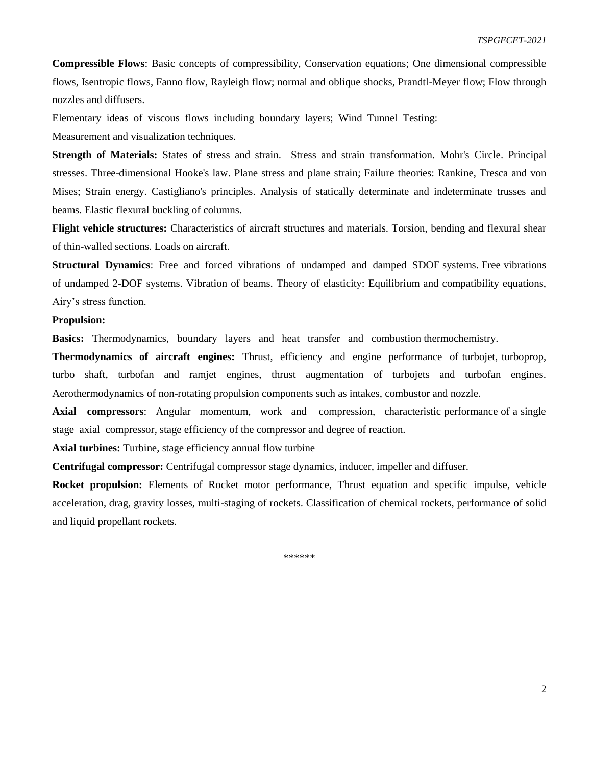**Compressible Flows**: Basic concepts of compressibility, Conservation equations; One dimensional compressible flows, Isentropic flows, Fanno flow, Rayleigh flow; normal and oblique shocks, Prandtl-Meyer flow; Flow through nozzles and diffusers.

Elementary ideas of viscous flows including boundary layers; Wind Tunnel Testing:

Measurement and visualization techniques.

**Strength of Materials:** States of stress and strain. Stress and strain transformation. Mohr's Circle. Principal stresses. Three-dimensional Hooke's law. Plane stress and plane strain; Failure theories: Rankine, Tresca and von Mises; Strain energy. Castigliano's principles. Analysis of statically determinate and indeterminate trusses and beams. Elastic flexural buckling of columns.

**Flight vehicle structures:** Characteristics of aircraft structures and materials. Torsion, bending and flexural shear of thin-walled sections. Loads on aircraft.

**Structural Dynamics**: Free and forced vibrations of undamped and damped SDOF systems. Free vibrations of undamped 2-DOF systems. Vibration of beams. Theory of elasticity: Equilibrium and compatibility equations, Airy’s stress function.

**Propulsion:**

**Basics:** Thermodynamics, boundary layers and heat transfer and combustion thermochemistry.

**Thermodynamics of aircraft engines:** Thrust, efficiency and engine performance of turbojet, turboprop, turbo shaft, turbofan and ramjet engines, thrust augmentation of turbojets and turbofan engines. Aerothermodynamics of non-rotating propulsion components such as intakes, combustor and nozzle.

**Axial compressors**: Angular momentum, work and compression, characteristic performance of a single stage axial compressor, stage efficiency of the compressor and degree of reaction.

**Axial turbines:** Turbine, stage efficiency annual flow turbine

**Centrifugal compressor:** Centrifugal compressor stage dynamics, inducer, impeller and diffuser.

**Rocket propulsion:** Elements of Rocket motor performance, Thrust equation and specific impulse, vehicle acceleration, drag, gravity losses, multi-staging of rockets. Classification of chemical rockets, performance of solid and liquid propellant rockets.

******